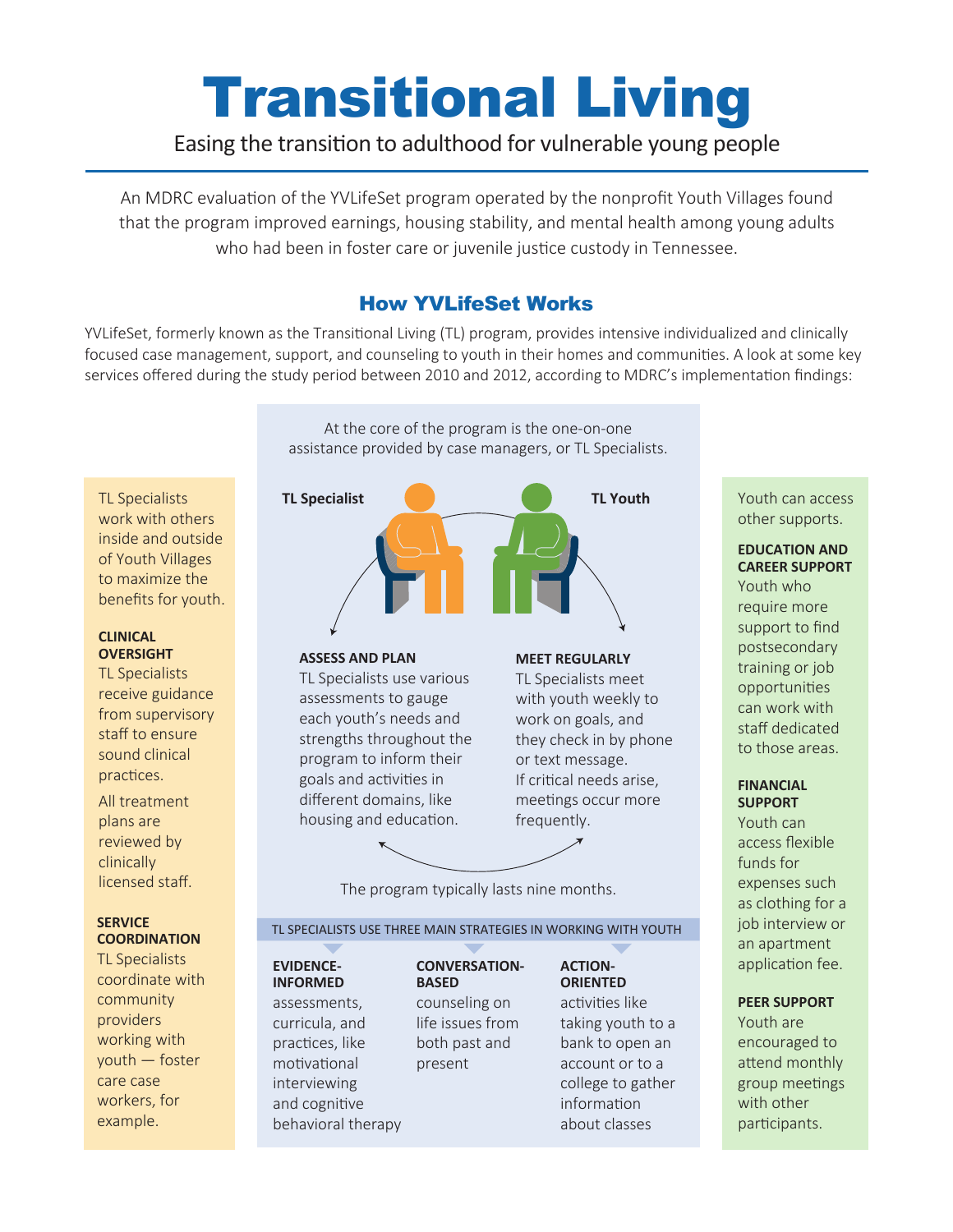# Transitional Living

Easing the transition to adulthood for vulnerable young people

An MDRC evaluation of the YVLifeSet program operated by the nonprofit Youth Villages found that the program improved earnings, housing stability, and mental health among young adults who had been in foster care or juvenile justice custody in Tennessee.

## How YVLifeSet Works

YVLifeSet, formerly known as the Transitional Living (TL) program, provides intensive individualized and clinically focused case management, support, and counseling to youth in their homes and communities. A look at some key services offered during the study period between 2010 and 2012, according to MDRC's implementation findings:

TL Specialists work with others inside and outside of Youth Villages to maximize the benefits for youth.

**CLINICAL OVERSIGHT**
TL Specialists receive guidance from supervisory staff to ensure sound clinical practices.

All treatment plans are reviewed by clinically licensed staff.

**SERVICE COORDINATION**
TL Specialists coordinate with community providers working with youth — foster care case workers, for example.

At the core of the program is the one-on-one assistance provided by case managers, or TL Specialists.

**TL Specialist** | **TL Youth**

**ASSESS AND PLAN**
TL Specialists use various assessments to gauge each youth's needs and strengths throughout the program to inform their goals and activities in different domains, like housing and education.

**MEET REGULARLY**
TL Specialists meet with youth weekly to work on goals, and they check in by phone or text message.
If critical needs arise, meetings occur more frequently.

The program typically lasts nine months.

TL SPECIALISTS USE THREE MAIN STRATEGIES IN WORKING WITH YOUTH

**EVIDENCE-INFORMED**
assessments, curricula, and practices, like motivational interviewing and cognitive behavioral therapy

**CONVERSATION-BASED**
counseling on life issues from both past and present

**ACTION-ORIENTED**
activities like taking youth to a bank to open an account or to a college to gather information about classes

Youth can access other supports.

**EDUCATION AND CAREER SUPPORT**
Youth who require more support to find postsecondary training or job opportunities can work with staff dedicated to those areas.

**FINANCIAL SUPPORT**
Youth can access flexible funds for expenses such as clothing for a job interview or an apartment application fee.

**PEER SUPPORT**
Youth are encouraged to attend monthly group meetings with other participants.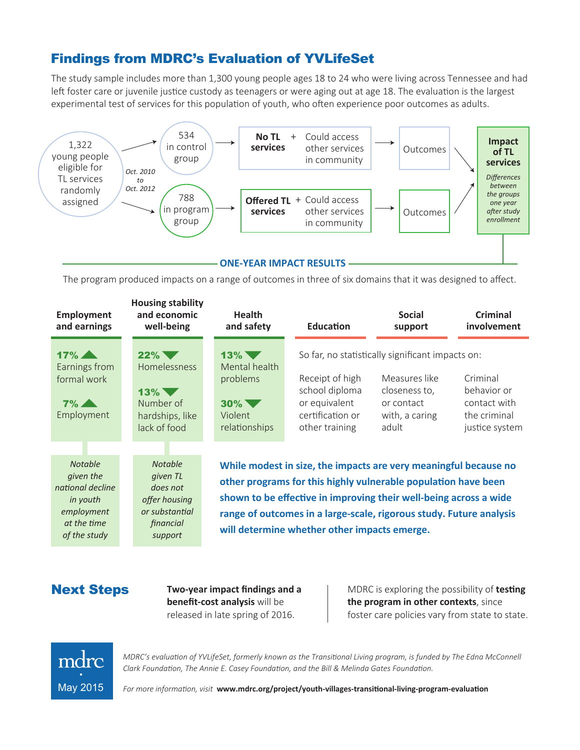## Findings from MDRC's Evaluation of YVLifeSet

The study sample includes more than 1,300 young people ages 18 to 24 who were living across Tennessee and had left foster care or juvenile justice custody as teenagers or were aging out at age 18. The evaluation is the largest experimental test of services for this population of youth, who often experience poor outcomes as adults.

1,322 young people eligible for TL services randomly assigned

*Oct. 2010 to Oct. 2012*

534 in control group → **No TL services** + Could access other services in community → Outcomes

788 in program group → **Offered TL services** + Could access other services in community → Outcomes

**Impact of TL services**

*Differences between the groups one year after study enrollment*

### ONE-YEAR IMPACT RESULTS

The program produced impacts on a range of outcomes in three of six domains that it was designed to affect.

| Employment and earnings | Housing stability and economic well-being | Health and safety | Education | Social support | Criminal involvement |
|---|---|---|---|---|---|
| **17% ▲** Earnings from formal work | **22% ▼** Homelessness | **13% ▼** Mental health problems | So far, no statistically significant impacts on: Receipt of high school diploma or equivalent certification or other training | Measures like closeness to, or contact with, a caring adult | Criminal behavior or contact with the criminal justice system |
| **7% ▲** Employment | **13% ▼** Number of hardships, like lack of food | **30% ▼** Violent relationships | | | |
| *Notable given the national decline in youth employment at the time of the study* | *Notable given TL does not offer housing or substantial financial support* | | | | |

**While modest in size, the impacts are very meaningful because no other programs for this highly vulnerable population have been shown to be effective in improving their well-being across a wide range of outcomes in a large-scale, rigorous study. Future analysis will determine whether other impacts emerge.**

## Next Steps

**Two-year impact findings and a benefit-cost analysis** will be released in late spring of 2016.

MDRC is exploring the possibility of **testing the program in other contexts**, since foster care policies vary from state to state.

mdrc

May 2015

*MDRC's evaluation of YVLifeSet, formerly known as the Transitional Living program, is funded by The Edna McConnell Clark Foundation, The Annie E. Casey Foundation, and the Bill & Melinda Gates Foundation.*

*For more information, visit* **www.mdrc.org/project/youth-villages-transitional-living-program-evaluation**